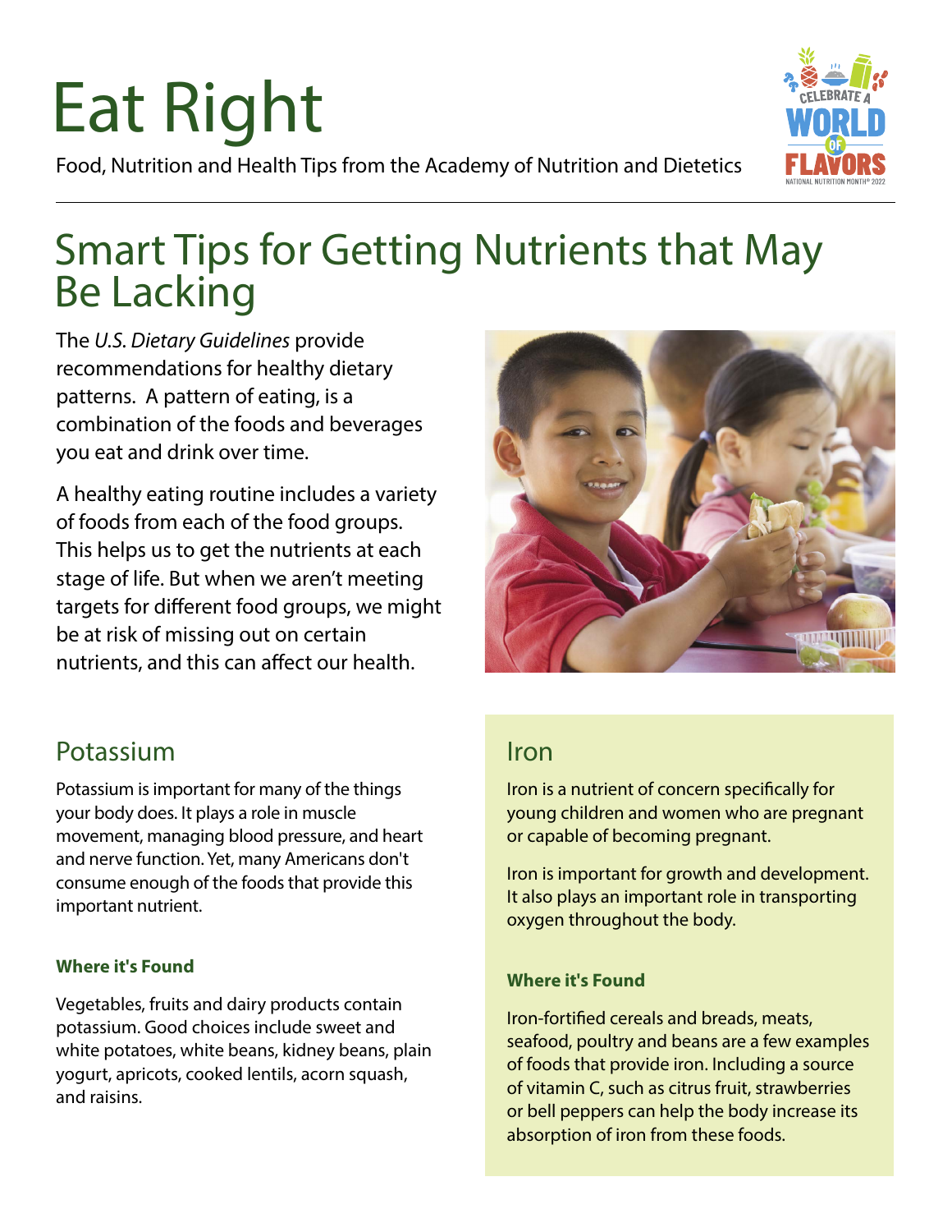# Eat Right

Food, Nutrition and Health Tips from the Academy of Nutrition and Dietetics

CELEBRATE A WORLD OF FLAVORS
NATIONAL NUTRITION MONTH® 2022

## Smart Tips for Getting Nutrients that May Be Lacking

The *U.S. Dietary Guidelines* provide recommendations for healthy dietary patterns. A pattern of eating, is a combination of the foods and beverages you eat and drink over time.

A healthy eating routine includes a variety of foods from each of the food groups. This helps us to get the nutrients at each stage of life. But when we aren't meeting targets for different food groups, we might be at risk of missing out on certain nutrients, and this can affect our health.

### Potassium

Potassium is important for many of the things your body does. It plays a role in muscle movement, managing blood pressure, and heart and nerve function. Yet, many Americans don't consume enough of the foods that provide this important nutrient.

#### Where it's Found

Vegetables, fruits and dairy products contain potassium. Good choices include sweet and white potatoes, white beans, kidney beans, plain yogurt, apricots, cooked lentils, acorn squash, and raisins.

### Iron

Iron is a nutrient of concern specifically for young children and women who are pregnant or capable of becoming pregnant.

Iron is important for growth and development. It also plays an important role in transporting oxygen throughout the body.

#### Where it's Found

Iron-fortified cereals and breads, meats, seafood, poultry and beans are a few examples of foods that provide iron. Including a source of vitamin C, such as citrus fruit, strawberries or bell peppers can help the body increase its absorption of iron from these foods.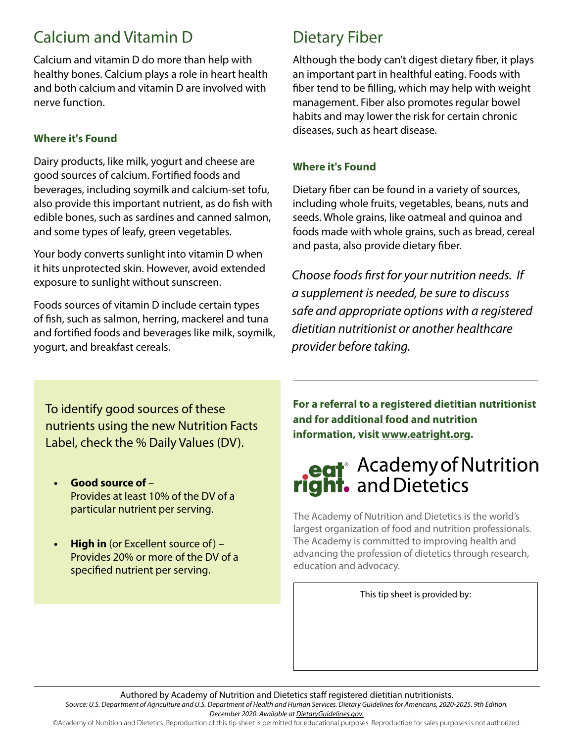## Calcium and Vitamin D

Calcium and vitamin D do more than help with healthy bones. Calcium plays a role in heart health and both calcium and vitamin D are involved with nerve function.

### Where it's Found

Dairy products, like milk, yogurt and cheese are good sources of calcium. Fortified foods and beverages, including soymilk and calcium-set tofu, also provide this important nutrient, as do fish with edible bones, such as sardines and canned salmon, and some types of leafy, green vegetables.

Your body converts sunlight into vitamin D when it hits unprotected skin. However, avoid extended exposure to sunlight without sunscreen.

Foods sources of vitamin D include certain types of fish, such as salmon, herring, mackerel and tuna and fortified foods and beverages like milk, soymilk, yogurt, and breakfast cereals.

## Dietary Fiber

Although the body can't digest dietary fiber, it plays an important part in healthful eating. Foods with fiber tend to be filling, which may help with weight management. Fiber also promotes regular bowel habits and may lower the risk for certain chronic diseases, such as heart disease.

### Where it's Found

Dietary fiber can be found in a variety of sources, including whole fruits, vegetables, beans, nuts and seeds. Whole grains, like oatmeal and quinoa and foods made with whole grains, such as bread, cereal and pasta, also provide dietary fiber.

*Choose foods first for your nutrition needs. If a supplement is needed, be sure to discuss safe and appropriate options with a registered dietitian nutritionist or another healthcare provider before taking.*

To identify good sources of these nutrients using the new Nutrition Facts Label, check the % Daily Values (DV).

- **Good source of** – Provides at least 10% of the DV of a particular nutrient per serving.
- **High in** (or Excellent source of) – Provides 20% or more of the DV of a specified nutrient per serving.

**For a referral to a registered dietitian nutritionist and for additional food and nutrition information, visit www.eatright.org.**

eat right. Academy of Nutrition and Dietetics

The Academy of Nutrition and Dietetics is the world's largest organization of food and nutrition professionals. The Academy is committed to improving health and advancing the profession of dietetics through research, education and advocacy.

This tip sheet is provided by:

Authored by Academy of Nutrition and Dietetics staff registered dietitian nutritionists.

*Source: U.S. Department of Agriculture and U.S. Department of Health and Human Services. Dietary Guidelines for Americans, 2020-2025. 9th Edition. December 2020. Available at DietaryGuidelines.gov.*

©Academy of Nutrition and Dietetics. Reproduction of this tip sheet is permitted for educational purposes. Reproduction for sales purposes is not authorized.